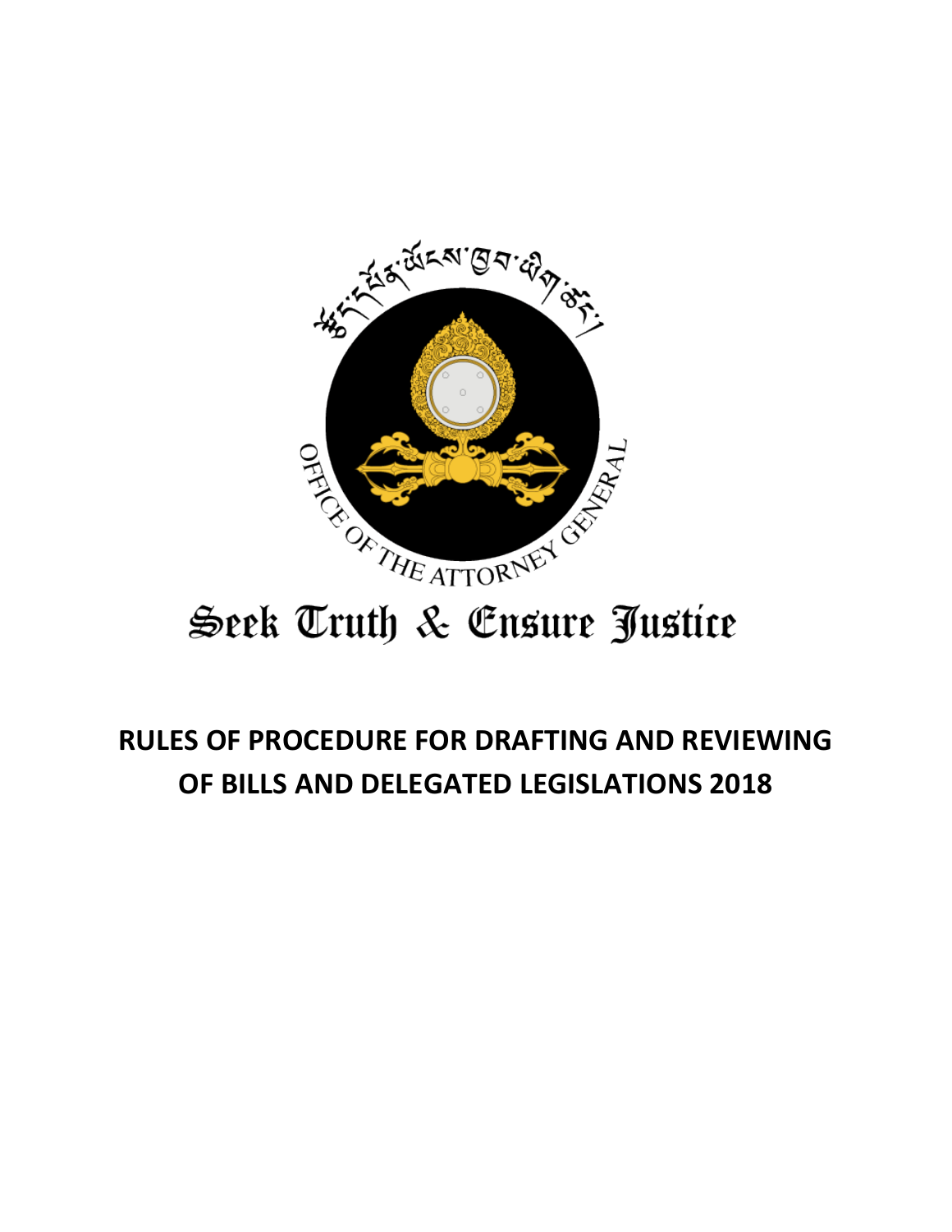OFFICE OF THE ATTORNEY GENERAL

Seek Truth & Ensure Justice

# RULES OF PROCEDURE FOR DRAFTING AND REVIEWING OF BILLS AND DELEGATED LEGISLATIONS 2018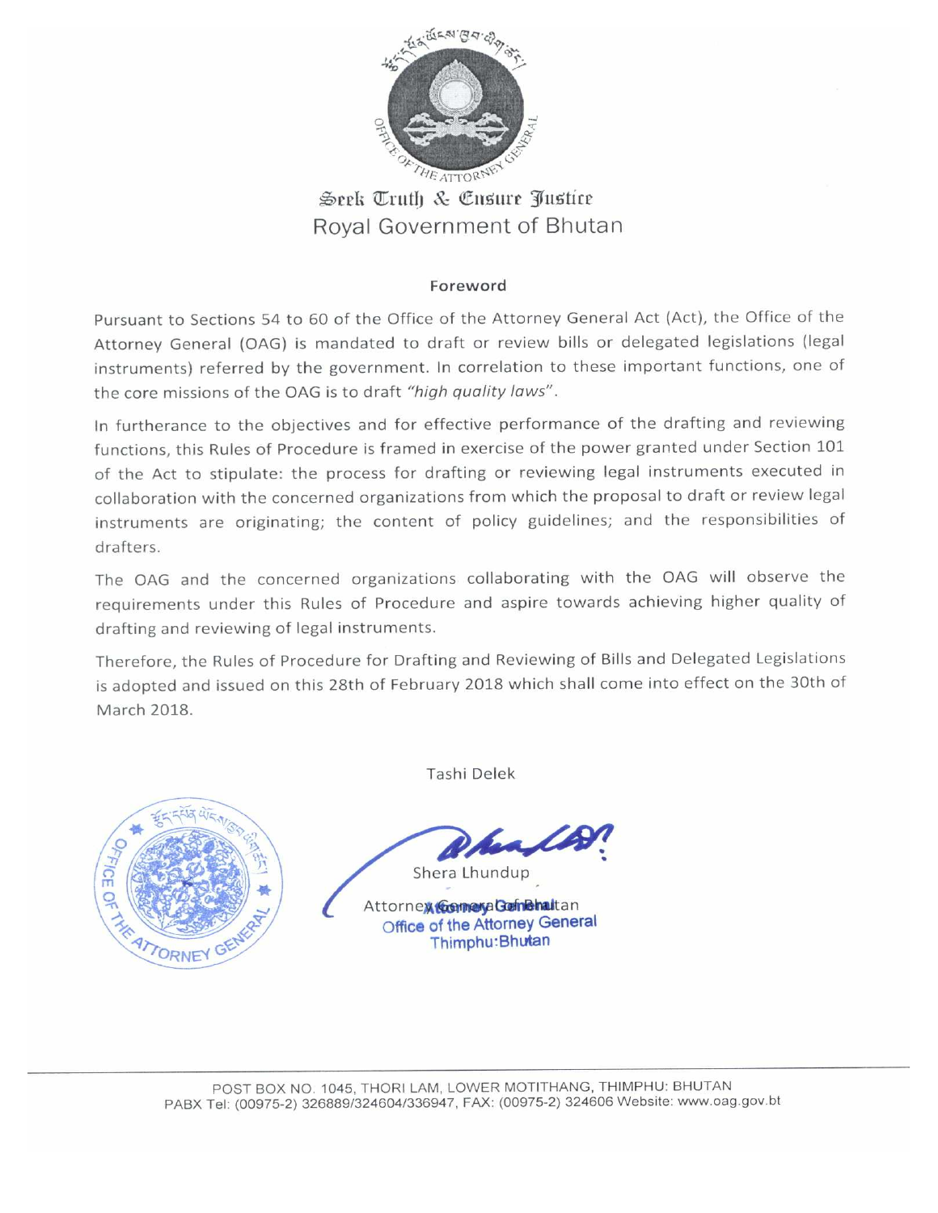Seek Truth & Ensure Justice

Royal Government of Bhutan

## Foreword

Pursuant to Sections 54 to 60 of the Office of the Attorney General Act (Act), the Office of the Attorney General (OAG) is mandated to draft or review bills or delegated legislations (legal instruments) referred by the government. In correlation to these important functions, one of the core missions of the OAG is to draft *"high quality laws"*.

In furtherance to the objectives and for effective performance of the drafting and reviewing functions, this Rules of Procedure is framed in exercise of the power granted under Section 101 of the Act to stipulate: the process for drafting or reviewing legal instruments executed in collaboration with the concerned organizations from which the proposal to draft or review legal instruments are originating; the content of policy guidelines; and the responsibilities of drafters.

The OAG and the concerned organizations collaborating with the OAG will observe the requirements under this Rules of Procedure and aspire towards achieving higher quality of drafting and reviewing of legal instruments.

Therefore, the Rules of Procedure for Drafting and Reviewing of Bills and Delegated Legislations is adopted and issued on this 28th of February 2018 which shall come into effect on the 30th of March 2018.

Tashi Delek

Shera Lhundup

Attorney General of Bhutan

Office of the Attorney General

Thimphu:Bhutan

POST BOX NO. 1045, THORI LAM, LOWER MOTITHANG, THIMPHU: BHUTAN
PABX Tel: (00975-2) 326889/324604/336947, FAX: (00975-2) 324606 Website: www.oag.gov.bt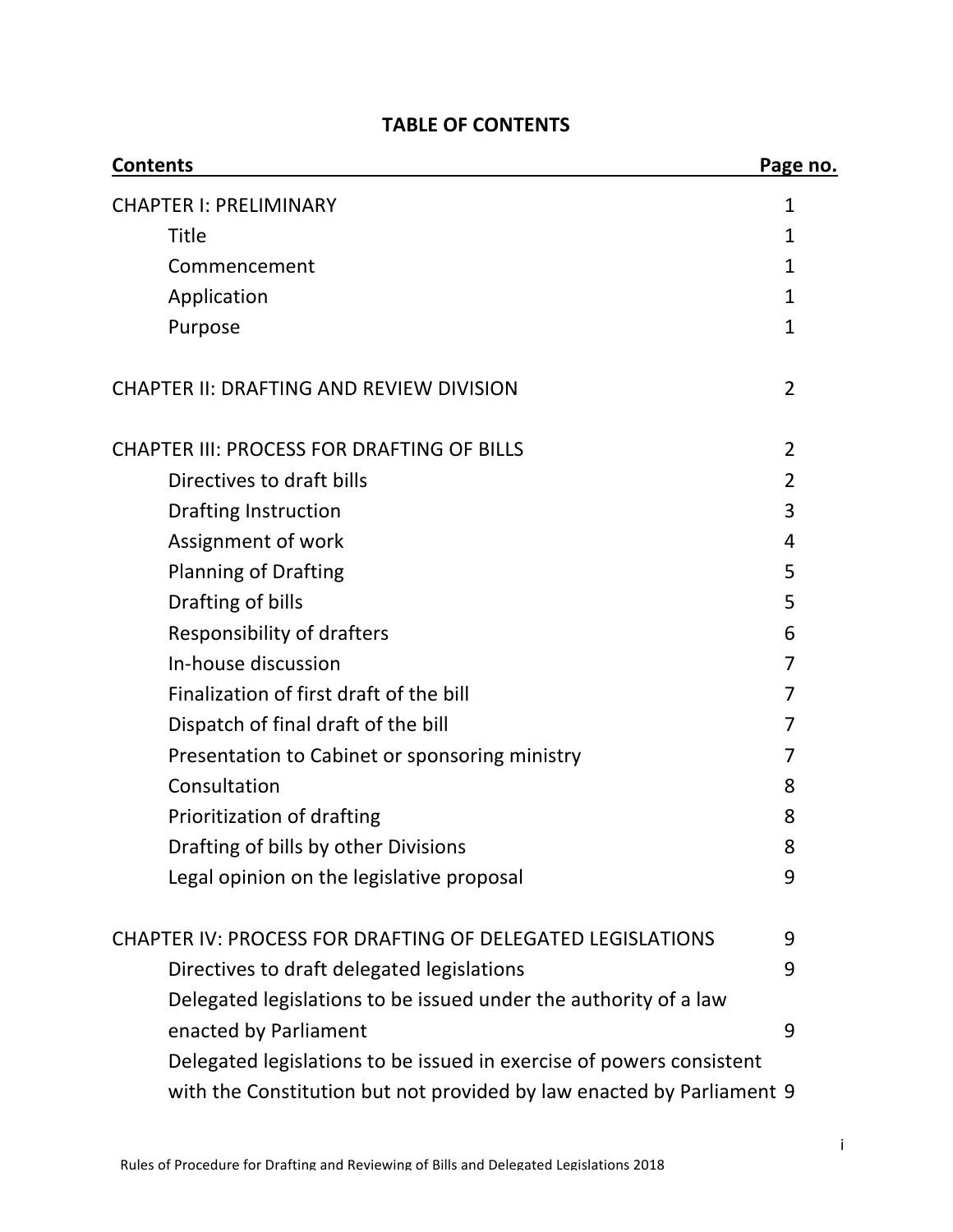# TABLE OF CONTENTS

| Contents | Page no. |
|---|---|
| CHAPTER I: PRELIMINARY | 1 |
| Title | 1 |
| Commencement | 1 |
| Application | 1 |
| Purpose | 1 |
| CHAPTER II: DRAFTING AND REVIEW DIVISION | 2 |
| CHAPTER III: PROCESS FOR DRAFTING OF BILLS | 2 |
| Directives to draft bills | 2 |
| Drafting Instruction | 3 |
| Assignment of work | 4 |
| Planning of Drafting | 5 |
| Drafting of bills | 5 |
| Responsibility of drafters | 6 |
| In-house discussion | 7 |
| Finalization of first draft of the bill | 7 |
| Dispatch of final draft of the bill | 7 |
| Presentation to Cabinet or sponsoring ministry | 7 |
| Consultation | 8 |
| Prioritization of drafting | 8 |
| Drafting of bills by other Divisions | 8 |
| Legal opinion on the legislative proposal | 9 |
| CHAPTER IV: PROCESS FOR DRAFTING OF DELEGATED LEGISLATIONS | 9 |
| Directives to draft delegated legislations | 9 |
| Delegated legislations to be issued under the authority of a law enacted by Parliament | 9 |
| Delegated legislations to be issued in exercise of powers consistent with the Constitution but not provided by law enacted by Parliament | 9 |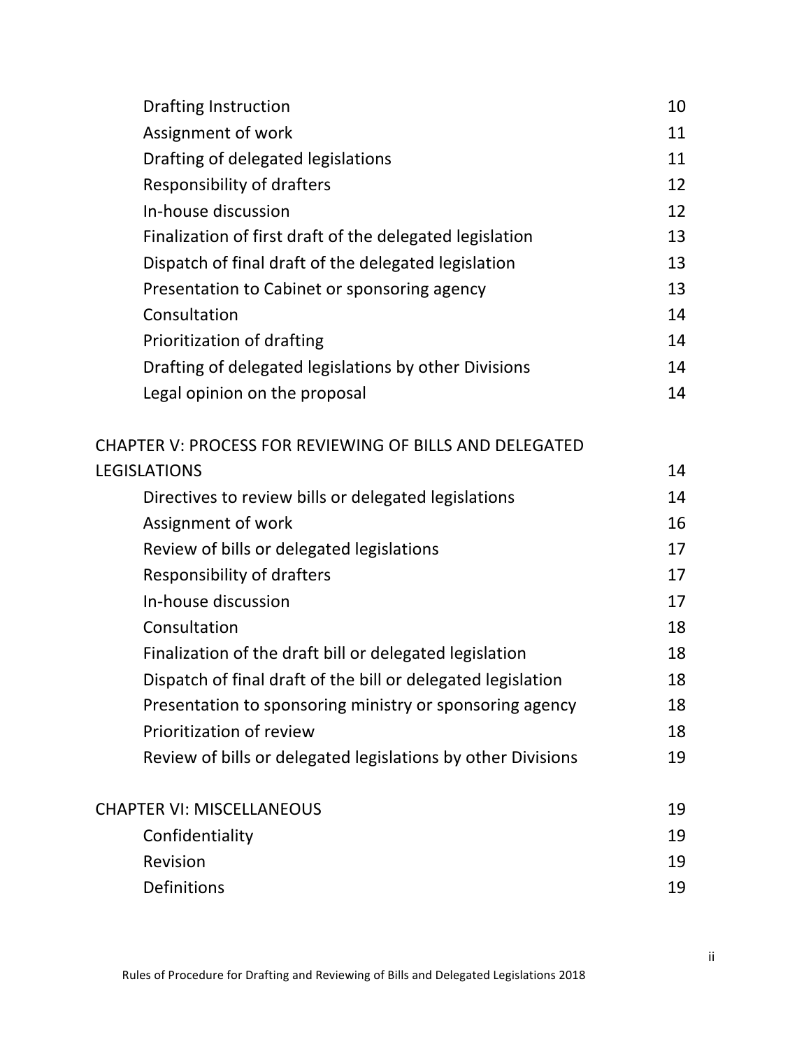| | |
|---|---|
| Drafting Instruction | 10 |
| Assignment of work | 11 |
| Drafting of delegated legislations | 11 |
| Responsibility of drafters | 12 |
| In-house discussion | 12 |
| Finalization of first draft of the delegated legislation | 13 |
| Dispatch of final draft of the delegated legislation | 13 |
| Presentation to Cabinet or sponsoring agency | 13 |
| Consultation | 14 |
| Prioritization of drafting | 14 |
| Drafting of delegated legislations by other Divisions | 14 |
| Legal opinion on the proposal | 14 |

| | |
|---|---|
| **CHAPTER V: PROCESS FOR REVIEWING OF BILLS AND DELEGATED LEGISLATIONS** | 14 |
| Directives to review bills or delegated legislations | 14 |
| Assignment of work | 16 |
| Review of bills or delegated legislations | 17 |
| Responsibility of drafters | 17 |
| In-house discussion | 17 |
| Consultation | 18 |
| Finalization of the draft bill or delegated legislation | 18 |
| Dispatch of final draft of the bill or delegated legislation | 18 |
| Presentation to sponsoring ministry or sponsoring agency | 18 |
| Prioritization of review | 18 |
| Review of bills or delegated legislations by other Divisions | 19 |

| | |
|---|---|
| **CHAPTER VI: MISCELLANEOUS** | 19 |
| Confidentiality | 19 |
| Revision | 19 |
| Definitions | 19 |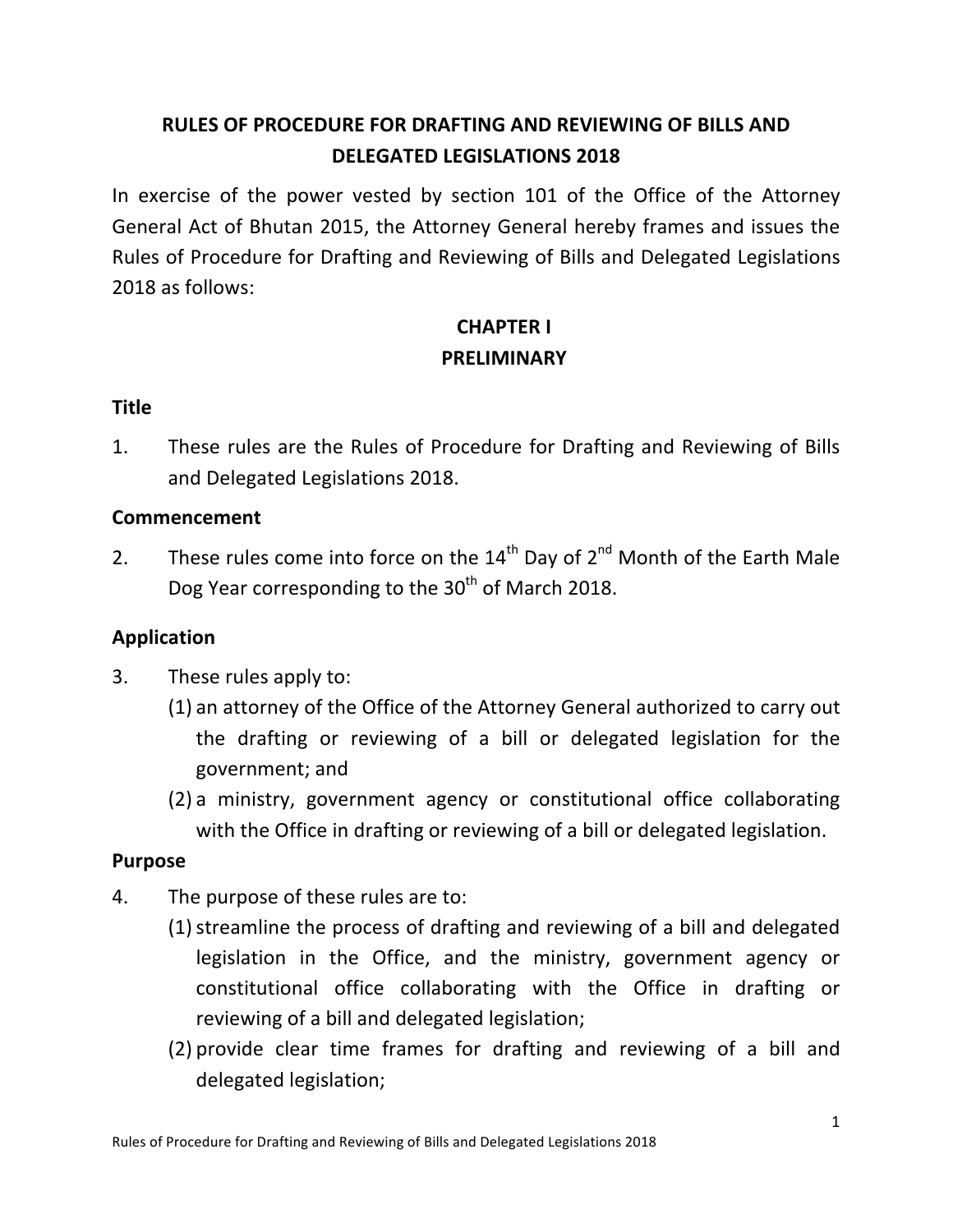# RULES OF PROCEDURE FOR DRAFTING AND REVIEWING OF BILLS AND DELEGATED LEGISLATIONS 2018

In exercise of the power vested by section 101 of the Office of the Attorney General Act of Bhutan 2015, the Attorney General hereby frames and issues the Rules of Procedure for Drafting and Reviewing of Bills and Delegated Legislations 2018 as follows:

## CHAPTER I
## PRELIMINARY

### Title

1. These rules are the Rules of Procedure for Drafting and Reviewing of Bills and Delegated Legislations 2018.

### Commencement

2. These rules come into force on the 14th Day of 2nd Month of the Earth Male Dog Year corresponding to the 30th of March 2018.

### Application

3. These rules apply to:
   (1) an attorney of the Office of the Attorney General authorized to carry out the drafting or reviewing of a bill or delegated legislation for the government; and
   (2) a ministry, government agency or constitutional office collaborating with the Office in drafting or reviewing of a bill or delegated legislation.

### Purpose

4. The purpose of these rules are to:
   (1) streamline the process of drafting and reviewing of a bill and delegated legislation in the Office, and the ministry, government agency or constitutional office collaborating with the Office in drafting or reviewing of a bill and delegated legislation;
   (2) provide clear time frames for drafting and reviewing of a bill and delegated legislation;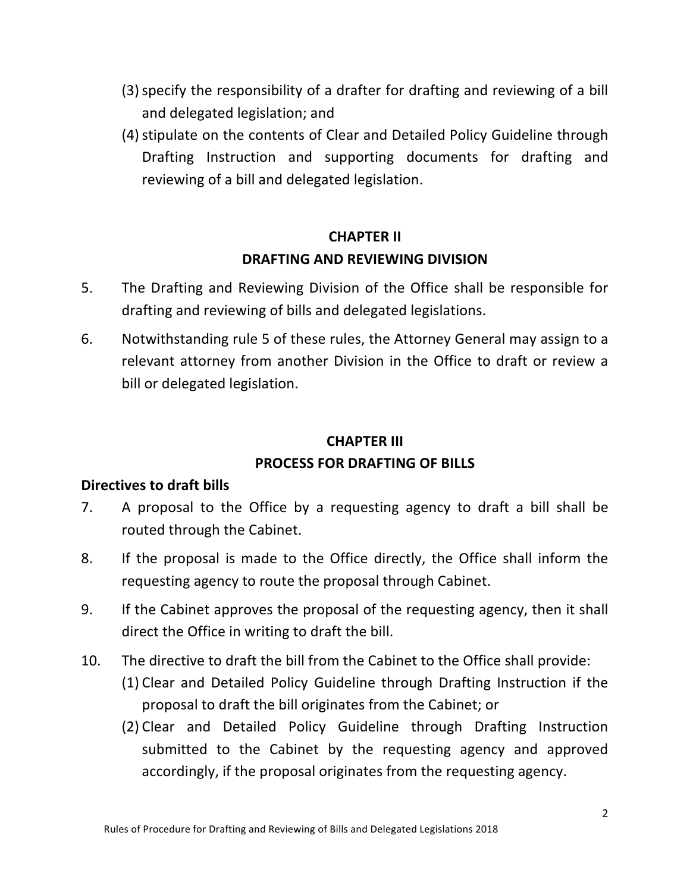(3) specify the responsibility of a drafter for drafting and reviewing of a bill and delegated legislation; and

(4) stipulate on the contents of Clear and Detailed Policy Guideline through Drafting Instruction and supporting documents for drafting and reviewing of a bill and delegated legislation.

## CHAPTER II
## DRAFTING AND REVIEWING DIVISION

5. The Drafting and Reviewing Division of the Office shall be responsible for drafting and reviewing of bills and delegated legislations.

6. Notwithstanding rule 5 of these rules, the Attorney General may assign to a relevant attorney from another Division in the Office to draft or review a bill or delegated legislation.

## CHAPTER III
## PROCESS FOR DRAFTING OF BILLS

### Directives to draft bills

7. A proposal to the Office by a requesting agency to draft a bill shall be routed through the Cabinet.

8. If the proposal is made to the Office directly, the Office shall inform the requesting agency to route the proposal through Cabinet.

9. If the Cabinet approves the proposal of the requesting agency, then it shall direct the Office in writing to draft the bill.

10. The directive to draft the bill from the Cabinet to the Office shall provide:

    (1) Clear and Detailed Policy Guideline through Drafting Instruction if the proposal to draft the bill originates from the Cabinet; or

    (2) Clear and Detailed Policy Guideline through Drafting Instruction submitted to the Cabinet by the requesting agency and approved accordingly, if the proposal originates from the requesting agency.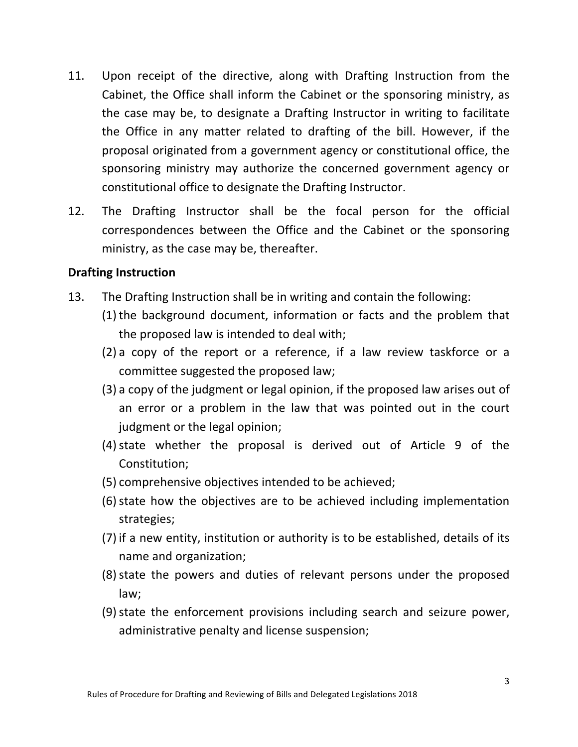11. Upon receipt of the directive, along with Drafting Instruction from the Cabinet, the Office shall inform the Cabinet or the sponsoring ministry, as the case may be, to designate a Drafting Instructor in writing to facilitate the Office in any matter related to drafting of the bill. However, if the proposal originated from a government agency or constitutional office, the sponsoring ministry may authorize the concerned government agency or constitutional office to designate the Drafting Instructor.

12. The Drafting Instructor shall be the focal person for the official correspondences between the Office and the Cabinet or the sponsoring ministry, as the case may be, thereafter.

**Drafting Instruction**

13. The Drafting Instruction shall be in writing and contain the following:
    (1) the background document, information or facts and the problem that the proposed law is intended to deal with;
    (2) a copy of the report or a reference, if a law review taskforce or a committee suggested the proposed law;
    (3) a copy of the judgment or legal opinion, if the proposed law arises out of an error or a problem in the law that was pointed out in the court judgment or the legal opinion;
    (4) state whether the proposal is derived out of Article 9 of the Constitution;
    (5) comprehensive objectives intended to be achieved;
    (6) state how the objectives are to be achieved including implementation strategies;
    (7) if a new entity, institution or authority is to be established, details of its name and organization;
    (8) state the powers and duties of relevant persons under the proposed law;
    (9) state the enforcement provisions including search and seizure power, administrative penalty and license suspension;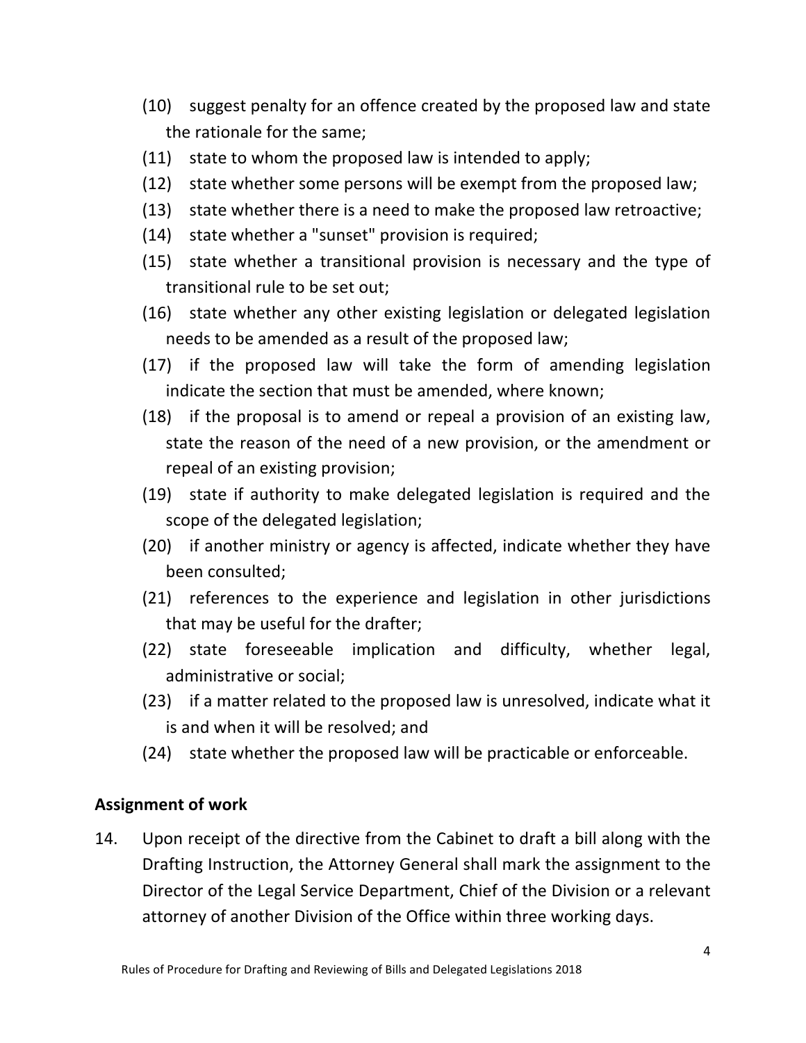(10) suggest penalty for an offence created by the proposed law and state the rationale for the same;

(11) state to whom the proposed law is intended to apply;

(12) state whether some persons will be exempt from the proposed law;

(13) state whether there is a need to make the proposed law retroactive;

(14) state whether a "sunset" provision is required;

(15) state whether a transitional provision is necessary and the type of transitional rule to be set out;

(16) state whether any other existing legislation or delegated legislation needs to be amended as a result of the proposed law;

(17) if the proposed law will take the form of amending legislation indicate the section that must be amended, where known;

(18) if the proposal is to amend or repeal a provision of an existing law, state the reason of the need of a new provision, or the amendment or repeal of an existing provision;

(19) state if authority to make delegated legislation is required and the scope of the delegated legislation;

(20) if another ministry or agency is affected, indicate whether they have been consulted;

(21) references to the experience and legislation in other jurisdictions that may be useful for the drafter;

(22) state foreseeable implication and difficulty, whether legal, administrative or social;

(23) if a matter related to the proposed law is unresolved, indicate what it is and when it will be resolved; and

(24) state whether the proposed law will be practicable or enforceable.

**Assignment of work**

14. Upon receipt of the directive from the Cabinet to draft a bill along with the Drafting Instruction, the Attorney General shall mark the assignment to the Director of the Legal Service Department, Chief of the Division or a relevant attorney of another Division of the Office within three working days.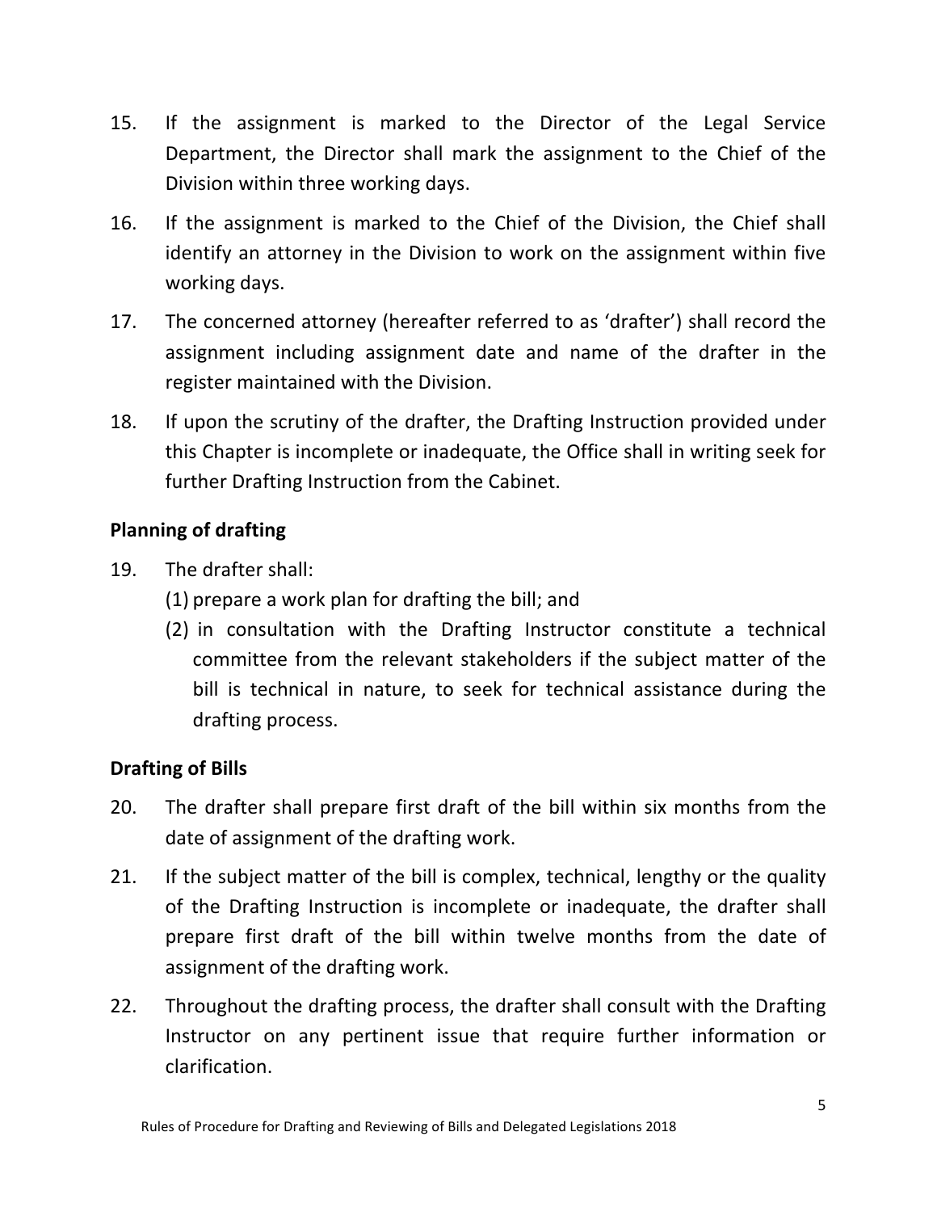15. If the assignment is marked to the Director of the Legal Service Department, the Director shall mark the assignment to the Chief of the Division within three working days.

16. If the assignment is marked to the Chief of the Division, the Chief shall identify an attorney in the Division to work on the assignment within five working days.

17. The concerned attorney (hereafter referred to as 'drafter') shall record the assignment including assignment date and name of the drafter in the register maintained with the Division.

18. If upon the scrutiny of the drafter, the Drafting Instruction provided under this Chapter is incomplete or inadequate, the Office shall in writing seek for further Drafting Instruction from the Cabinet.

**Planning of drafting**

19. The drafter shall:
    (1) prepare a work plan for drafting the bill; and
    (2) in consultation with the Drafting Instructor constitute a technical committee from the relevant stakeholders if the subject matter of the bill is technical in nature, to seek for technical assistance during the drafting process.

**Drafting of Bills**

20. The drafter shall prepare first draft of the bill within six months from the date of assignment of the drafting work.

21. If the subject matter of the bill is complex, technical, lengthy or the quality of the Drafting Instruction is incomplete or inadequate, the drafter shall prepare first draft of the bill within twelve months from the date of assignment of the drafting work.

22. Throughout the drafting process, the drafter shall consult with the Drafting Instructor on any pertinent issue that require further information or clarification.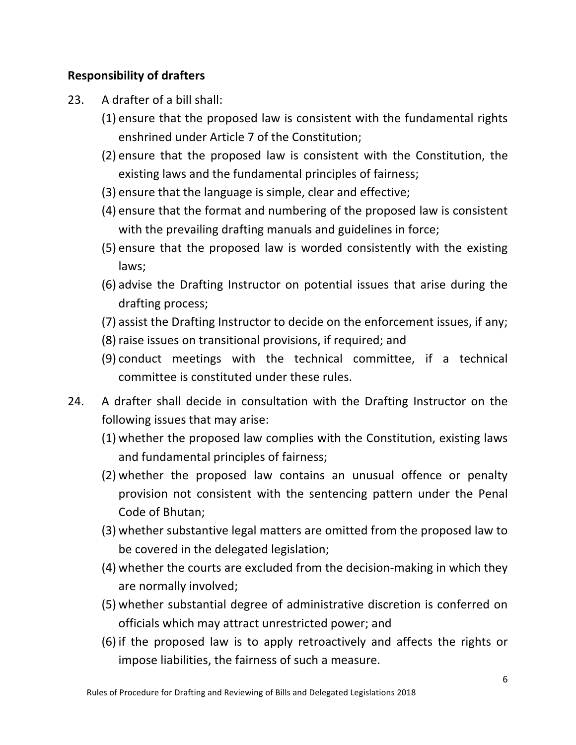**Responsibility of drafters**

23. A drafter of a bill shall:
    (1) ensure that the proposed law is consistent with the fundamental rights enshrined under Article 7 of the Constitution;
    (2) ensure that the proposed law is consistent with the Constitution, the existing laws and the fundamental principles of fairness;
    (3) ensure that the language is simple, clear and effective;
    (4) ensure that the format and numbering of the proposed law is consistent with the prevailing drafting manuals and guidelines in force;
    (5) ensure that the proposed law is worded consistently with the existing laws;
    (6) advise the Drafting Instructor on potential issues that arise during the drafting process;
    (7) assist the Drafting Instructor to decide on the enforcement issues, if any;
    (8) raise issues on transitional provisions, if required; and
    (9) conduct meetings with the technical committee, if a technical committee is constituted under these rules.

24. A drafter shall decide in consultation with the Drafting Instructor on the following issues that may arise:
    (1) whether the proposed law complies with the Constitution, existing laws and fundamental principles of fairness;
    (2) whether the proposed law contains an unusual offence or penalty provision not consistent with the sentencing pattern under the Penal Code of Bhutan;
    (3) whether substantive legal matters are omitted from the proposed law to be covered in the delegated legislation;
    (4) whether the courts are excluded from the decision-making in which they are normally involved;
    (5) whether substantial degree of administrative discretion is conferred on officials which may attract unrestricted power; and
    (6) if the proposed law is to apply retroactively and affects the rights or impose liabilities, the fairness of such a measure.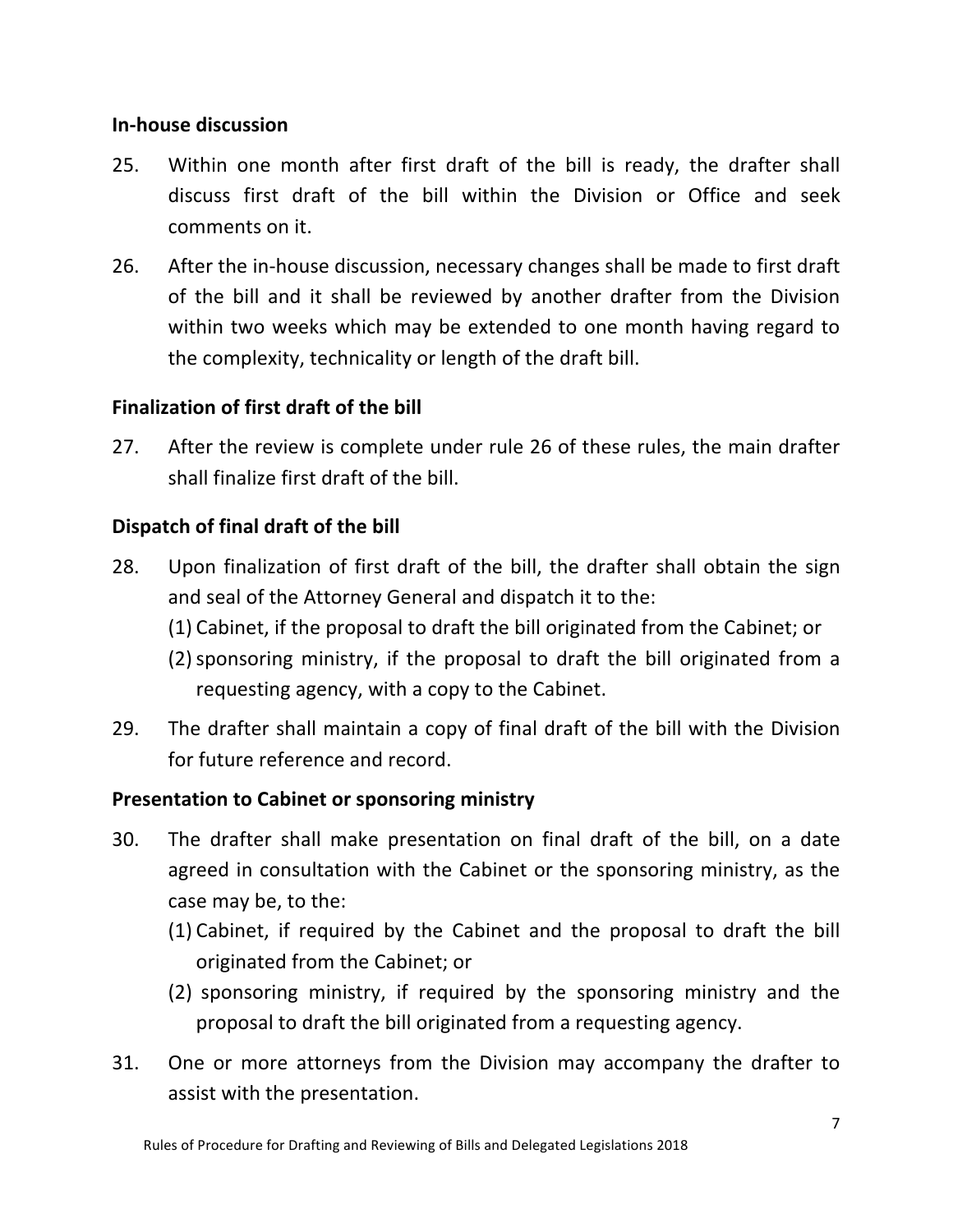**In-house discussion**

25. Within one month after first draft of the bill is ready, the drafter shall discuss first draft of the bill within the Division or Office and seek comments on it.

26. After the in-house discussion, necessary changes shall be made to first draft of the bill and it shall be reviewed by another drafter from the Division within two weeks which may be extended to one month having regard to the complexity, technicality or length of the draft bill.

**Finalization of first draft of the bill**

27. After the review is complete under rule 26 of these rules, the main drafter shall finalize first draft of the bill.

**Dispatch of final draft of the bill**

28. Upon finalization of first draft of the bill, the drafter shall obtain the sign and seal of the Attorney General and dispatch it to the:
    (1) Cabinet, if the proposal to draft the bill originated from the Cabinet; or
    (2) sponsoring ministry, if the proposal to draft the bill originated from a requesting agency, with a copy to the Cabinet.

29. The drafter shall maintain a copy of final draft of the bill with the Division for future reference and record.

**Presentation to Cabinet or sponsoring ministry**

30. The drafter shall make presentation on final draft of the bill, on a date agreed in consultation with the Cabinet or the sponsoring ministry, as the case may be, to the:
    (1) Cabinet, if required by the Cabinet and the proposal to draft the bill originated from the Cabinet; or
    (2) sponsoring ministry, if required by the sponsoring ministry and the proposal to draft the bill originated from a requesting agency.

31. One or more attorneys from the Division may accompany the drafter to assist with the presentation.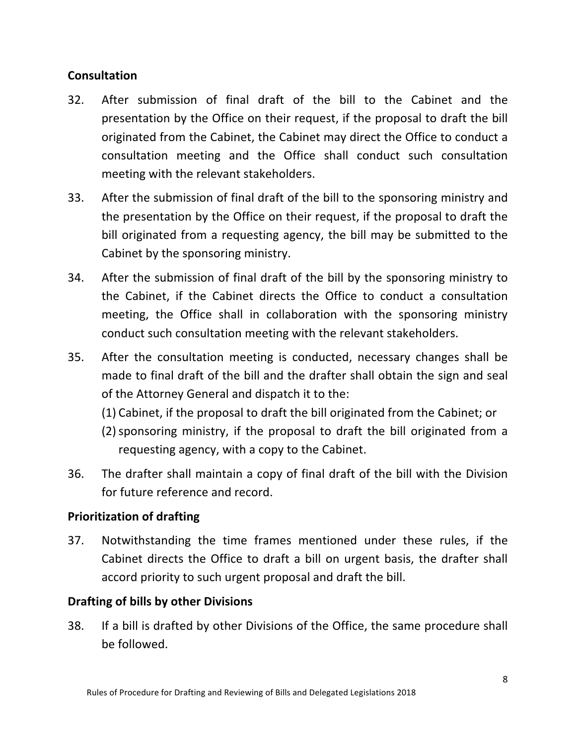**Consultation**

32. After submission of final draft of the bill to the Cabinet and the presentation by the Office on their request, if the proposal to draft the bill originated from the Cabinet, the Cabinet may direct the Office to conduct a consultation meeting and the Office shall conduct such consultation meeting with the relevant stakeholders.

33. After the submission of final draft of the bill to the sponsoring ministry and the presentation by the Office on their request, if the proposal to draft the bill originated from a requesting agency, the bill may be submitted to the Cabinet by the sponsoring ministry.

34. After the submission of final draft of the bill by the sponsoring ministry to the Cabinet, if the Cabinet directs the Office to conduct a consultation meeting, the Office shall in collaboration with the sponsoring ministry conduct such consultation meeting with the relevant stakeholders.

35. After the consultation meeting is conducted, necessary changes shall be made to final draft of the bill and the drafter shall obtain the sign and seal of the Attorney General and dispatch it to the:
    (1) Cabinet, if the proposal to draft the bill originated from the Cabinet; or
    (2) sponsoring ministry, if the proposal to draft the bill originated from a requesting agency, with a copy to the Cabinet.

36. The drafter shall maintain a copy of final draft of the bill with the Division for future reference and record.

**Prioritization of drafting**

37. Notwithstanding the time frames mentioned under these rules, if the Cabinet directs the Office to draft a bill on urgent basis, the drafter shall accord priority to such urgent proposal and draft the bill.

**Drafting of bills by other Divisions**

38. If a bill is drafted by other Divisions of the Office, the same procedure shall be followed.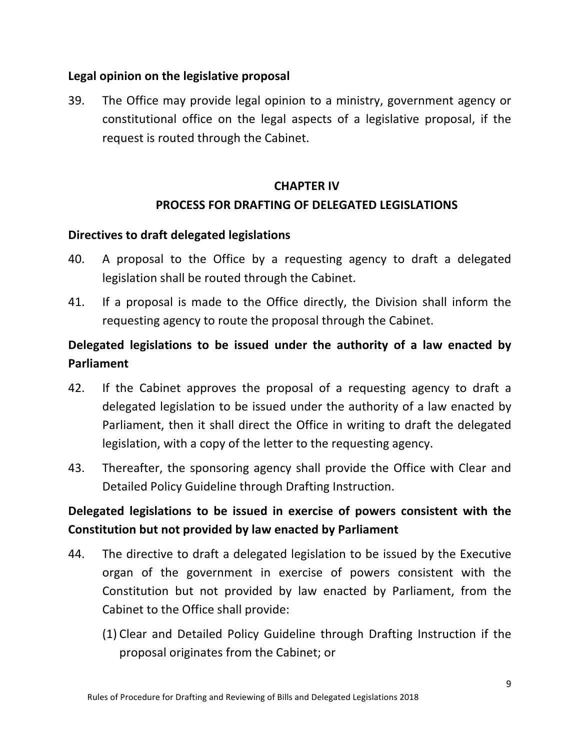**Legal opinion on the legislative proposal**

39. The Office may provide legal opinion to a ministry, government agency or constitutional office on the legal aspects of a legislative proposal, if the request is routed through the Cabinet.

## CHAPTER IV
## PROCESS FOR DRAFTING OF DELEGATED LEGISLATIONS

**Directives to draft delegated legislations**

40. A proposal to the Office by a requesting agency to draft a delegated legislation shall be routed through the Cabinet.

41. If a proposal is made to the Office directly, the Division shall inform the requesting agency to route the proposal through the Cabinet.

**Delegated legislations to be issued under the authority of a law enacted by Parliament**

42. If the Cabinet approves the proposal of a requesting agency to draft a delegated legislation to be issued under the authority of a law enacted by Parliament, then it shall direct the Office in writing to draft the delegated legislation, with a copy of the letter to the requesting agency.

43. Thereafter, the sponsoring agency shall provide the Office with Clear and Detailed Policy Guideline through Drafting Instruction.

**Delegated legislations to be issued in exercise of powers consistent with the Constitution but not provided by law enacted by Parliament**

44. The directive to draft a delegated legislation to be issued by the Executive organ of the government in exercise of powers consistent with the Constitution but not provided by law enacted by Parliament, from the Cabinet to the Office shall provide:

    (1) Clear and Detailed Policy Guideline through Drafting Instruction if the proposal originates from the Cabinet; or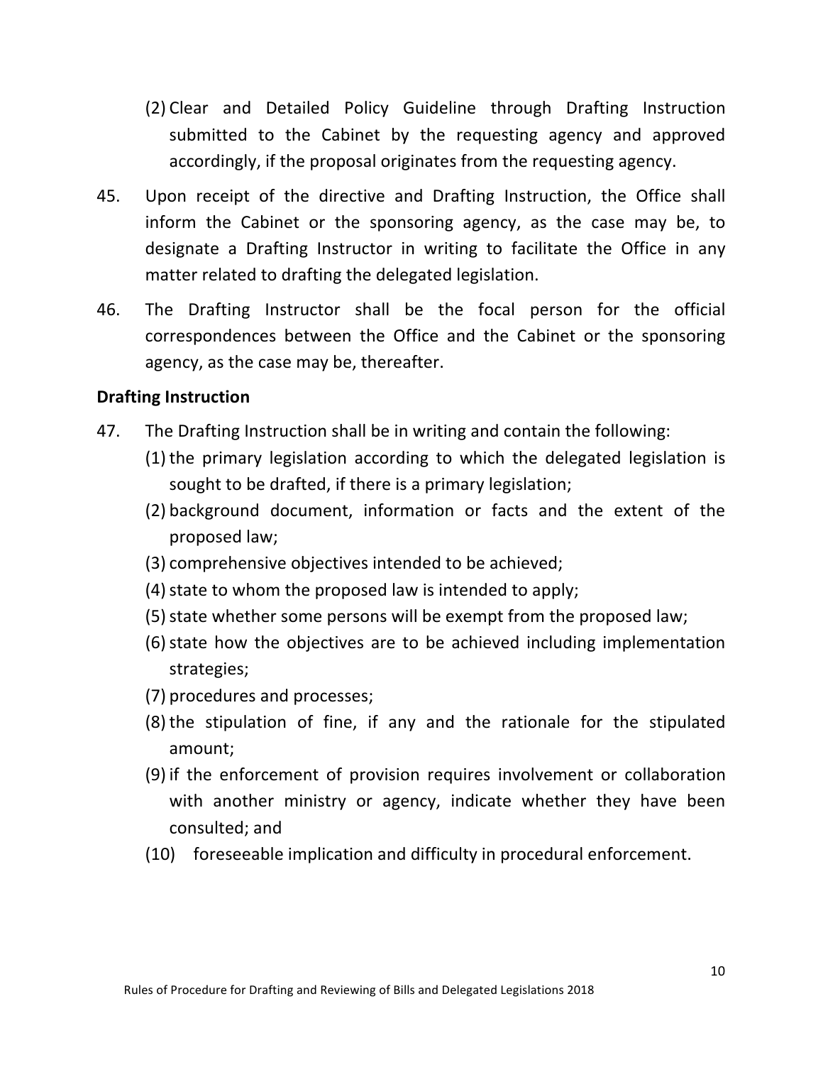(2) Clear and Detailed Policy Guideline through Drafting Instruction submitted to the Cabinet by the requesting agency and approved accordingly, if the proposal originates from the requesting agency.

45. Upon receipt of the directive and Drafting Instruction, the Office shall inform the Cabinet or the sponsoring agency, as the case may be, to designate a Drafting Instructor in writing to facilitate the Office in any matter related to drafting the delegated legislation.

46. The Drafting Instructor shall be the focal person for the official correspondences between the Office and the Cabinet or the sponsoring agency, as the case may be, thereafter.

**Drafting Instruction**

47. The Drafting Instruction shall be in writing and contain the following:

    (1) the primary legislation according to which the delegated legislation is sought to be drafted, if there is a primary legislation;

    (2) background document, information or facts and the extent of the proposed law;

    (3) comprehensive objectives intended to be achieved;

    (4) state to whom the proposed law is intended to apply;

    (5) state whether some persons will be exempt from the proposed law;

    (6) state how the objectives are to be achieved including implementation strategies;

    (7) procedures and processes;

    (8) the stipulation of fine, if any and the rationale for the stipulated amount;

    (9) if the enforcement of provision requires involvement or collaboration with another ministry or agency, indicate whether they have been consulted; and

    (10) foreseeable implication and difficulty in procedural enforcement.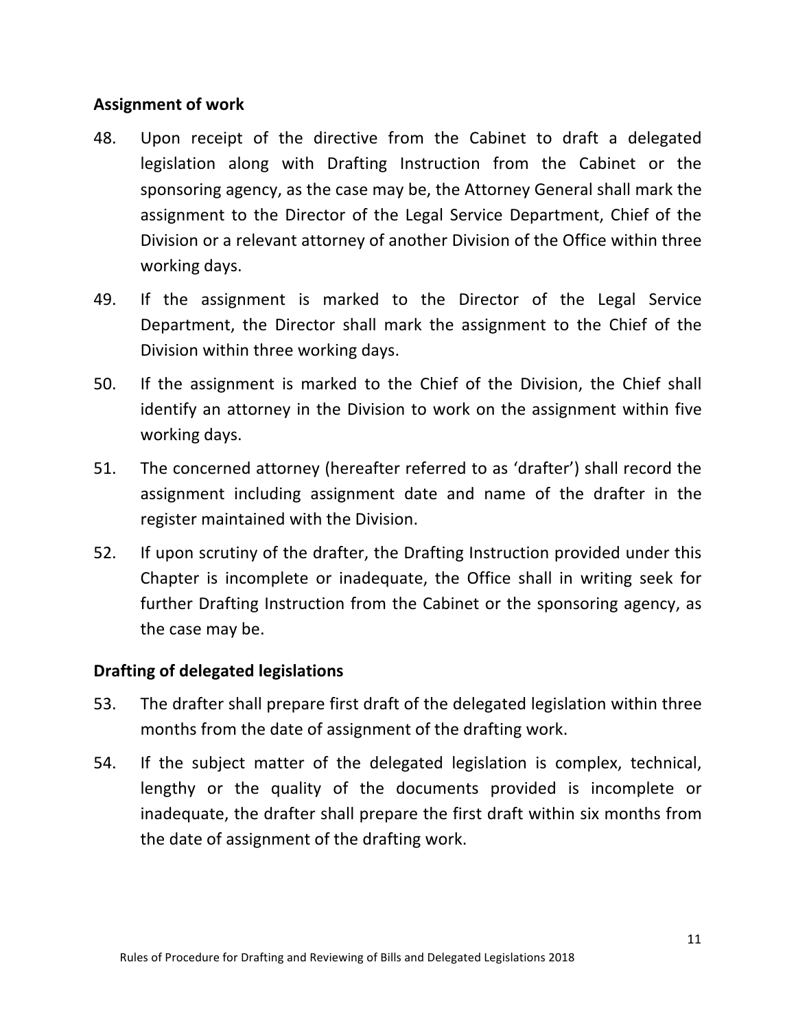## Assignment of work

48. Upon receipt of the directive from the Cabinet to draft a delegated legislation along with Drafting Instruction from the Cabinet or the sponsoring agency, as the case may be, the Attorney General shall mark the assignment to the Director of the Legal Service Department, Chief of the Division or a relevant attorney of another Division of the Office within three working days.

49. If the assignment is marked to the Director of the Legal Service Department, the Director shall mark the assignment to the Chief of the Division within three working days.

50. If the assignment is marked to the Chief of the Division, the Chief shall identify an attorney in the Division to work on the assignment within five working days.

51. The concerned attorney (hereafter referred to as 'drafter') shall record the assignment including assignment date and name of the drafter in the register maintained with the Division.

52. If upon scrutiny of the drafter, the Drafting Instruction provided under this Chapter is incomplete or inadequate, the Office shall in writing seek for further Drafting Instruction from the Cabinet or the sponsoring agency, as the case may be.

## Drafting of delegated legislations

53. The drafter shall prepare first draft of the delegated legislation within three months from the date of assignment of the drafting work.

54. If the subject matter of the delegated legislation is complex, technical, lengthy or the quality of the documents provided is incomplete or inadequate, the drafter shall prepare the first draft within six months from the date of assignment of the drafting work.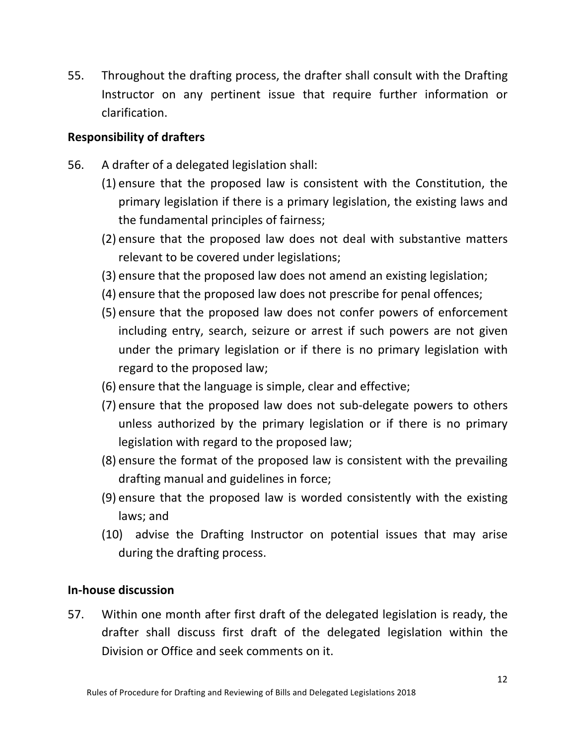55. Throughout the drafting process, the drafter shall consult with the Drafting Instructor on any pertinent issue that require further information or clarification.

**Responsibility of drafters**

56. A drafter of a delegated legislation shall:
    (1) ensure that the proposed law is consistent with the Constitution, the primary legislation if there is a primary legislation, the existing laws and the fundamental principles of fairness;
    (2) ensure that the proposed law does not deal with substantive matters relevant to be covered under legislations;
    (3) ensure that the proposed law does not amend an existing legislation;
    (4) ensure that the proposed law does not prescribe for penal offences;
    (5) ensure that the proposed law does not confer powers of enforcement including entry, search, seizure or arrest if such powers are not given under the primary legislation or if there is no primary legislation with regard to the proposed law;
    (6) ensure that the language is simple, clear and effective;
    (7) ensure that the proposed law does not sub-delegate powers to others unless authorized by the primary legislation or if there is no primary legislation with regard to the proposed law;
    (8) ensure the format of the proposed law is consistent with the prevailing drafting manual and guidelines in force;
    (9) ensure that the proposed law is worded consistently with the existing laws; and
    (10) advise the Drafting Instructor on potential issues that may arise during the drafting process.

**In-house discussion**

57. Within one month after first draft of the delegated legislation is ready, the drafter shall discuss first draft of the delegated legislation within the Division or Office and seek comments on it.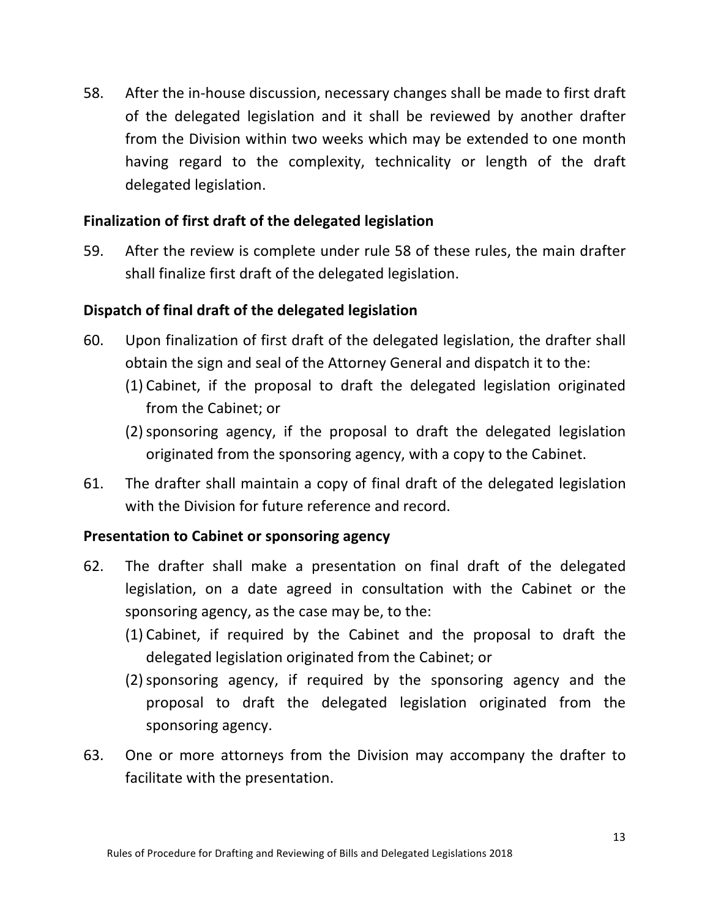58. After the in-house discussion, necessary changes shall be made to first draft of the delegated legislation and it shall be reviewed by another drafter from the Division within two weeks which may be extended to one month having regard to the complexity, technicality or length of the draft delegated legislation.

**Finalization of first draft of the delegated legislation**

59. After the review is complete under rule 58 of these rules, the main drafter shall finalize first draft of the delegated legislation.

**Dispatch of final draft of the delegated legislation**

60. Upon finalization of first draft of the delegated legislation, the drafter shall obtain the sign and seal of the Attorney General and dispatch it to the:
    (1) Cabinet, if the proposal to draft the delegated legislation originated from the Cabinet; or
    (2) sponsoring agency, if the proposal to draft the delegated legislation originated from the sponsoring agency, with a copy to the Cabinet.

61. The drafter shall maintain a copy of final draft of the delegated legislation with the Division for future reference and record.

**Presentation to Cabinet or sponsoring agency**

62. The drafter shall make a presentation on final draft of the delegated legislation, on a date agreed in consultation with the Cabinet or the sponsoring agency, as the case may be, to the:
    (1) Cabinet, if required by the Cabinet and the proposal to draft the delegated legislation originated from the Cabinet; or
    (2) sponsoring agency, if required by the sponsoring agency and the proposal to draft the delegated legislation originated from the sponsoring agency.

63. One or more attorneys from the Division may accompany the drafter to facilitate with the presentation.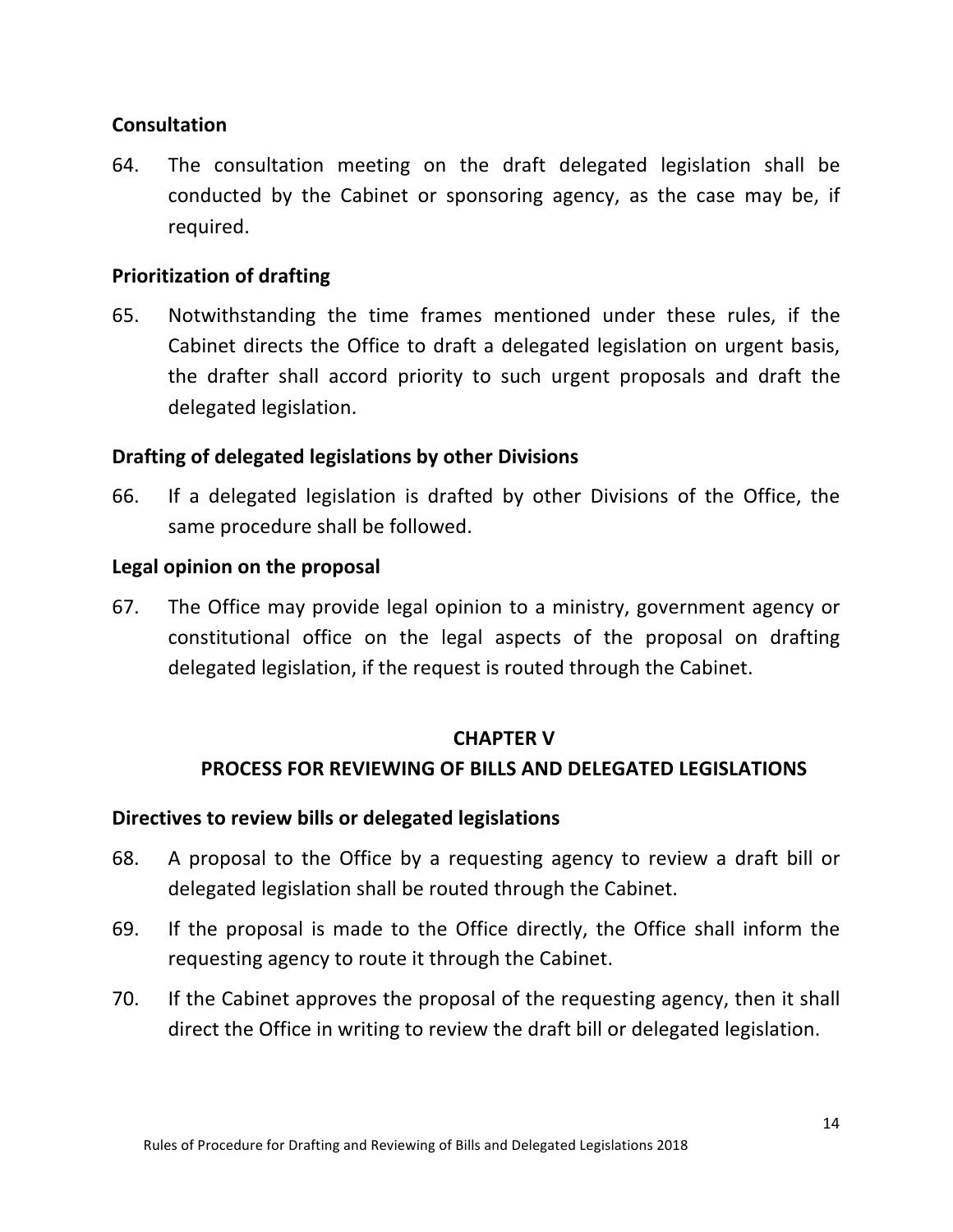**Consultation**

64. The consultation meeting on the draft delegated legislation shall be conducted by the Cabinet or sponsoring agency, as the case may be, if required.

**Prioritization of drafting**

65. Notwithstanding the time frames mentioned under these rules, if the Cabinet directs the Office to draft a delegated legislation on urgent basis, the drafter shall accord priority to such urgent proposals and draft the delegated legislation.

**Drafting of delegated legislations by other Divisions**

66. If a delegated legislation is drafted by other Divisions of the Office, the same procedure shall be followed.

**Legal opinion on the proposal**

67. The Office may provide legal opinion to a ministry, government agency or constitutional office on the legal aspects of the proposal on drafting delegated legislation, if the request is routed through the Cabinet.

## CHAPTER V
## PROCESS FOR REVIEWING OF BILLS AND DELEGATED LEGISLATIONS

**Directives to review bills or delegated legislations**

68. A proposal to the Office by a requesting agency to review a draft bill or delegated legislation shall be routed through the Cabinet.

69. If the proposal is made to the Office directly, the Office shall inform the requesting agency to route it through the Cabinet.

70. If the Cabinet approves the proposal of the requesting agency, then it shall direct the Office in writing to review the draft bill or delegated legislation.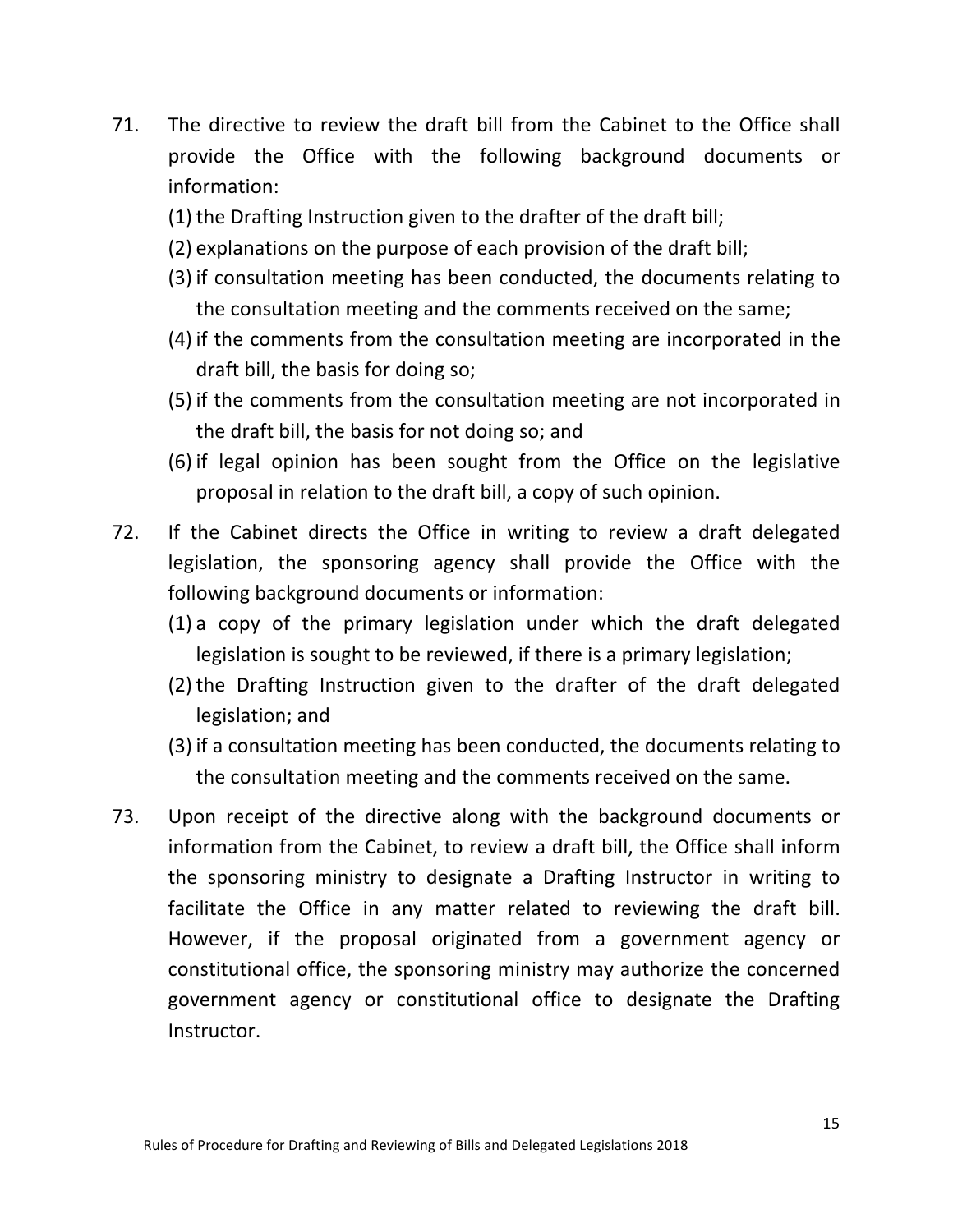71. The directive to review the draft bill from the Cabinet to the Office shall provide the Office with the following background documents or information:
    (1) the Drafting Instruction given to the drafter of the draft bill;
    (2) explanations on the purpose of each provision of the draft bill;
    (3) if consultation meeting has been conducted, the documents relating to the consultation meeting and the comments received on the same;
    (4) if the comments from the consultation meeting are incorporated in the draft bill, the basis for doing so;
    (5) if the comments from the consultation meeting are not incorporated in the draft bill, the basis for not doing so; and
    (6) if legal opinion has been sought from the Office on the legislative proposal in relation to the draft bill, a copy of such opinion.

72. If the Cabinet directs the Office in writing to review a draft delegated legislation, the sponsoring agency shall provide the Office with the following background documents or information:
    (1) a copy of the primary legislation under which the draft delegated legislation is sought to be reviewed, if there is a primary legislation;
    (2) the Drafting Instruction given to the drafter of the draft delegated legislation; and
    (3) if a consultation meeting has been conducted, the documents relating to the consultation meeting and the comments received on the same.

73. Upon receipt of the directive along with the background documents or information from the Cabinet, to review a draft bill, the Office shall inform the sponsoring ministry to designate a Drafting Instructor in writing to facilitate the Office in any matter related to reviewing the draft bill. However, if the proposal originated from a government agency or constitutional office, the sponsoring ministry may authorize the concerned government agency or constitutional office to designate the Drafting Instructor.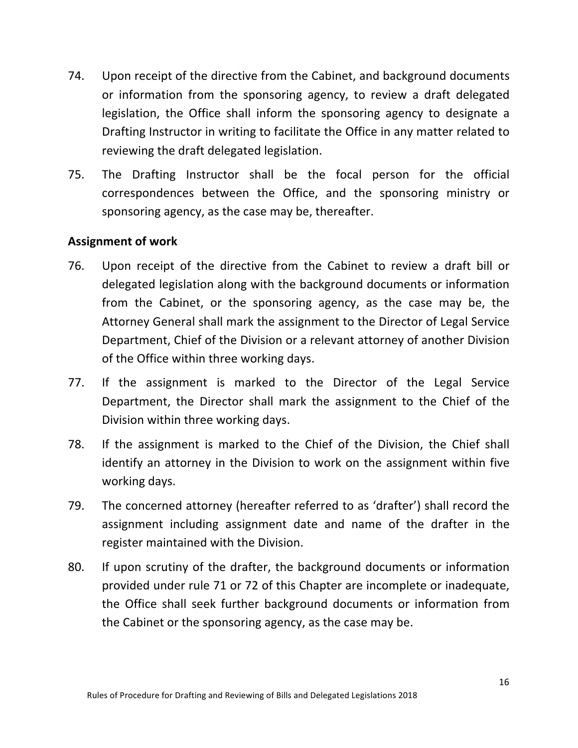74. Upon receipt of the directive from the Cabinet, and background documents or information from the sponsoring agency, to review a draft delegated legislation, the Office shall inform the sponsoring agency to designate a Drafting Instructor in writing to facilitate the Office in any matter related to reviewing the draft delegated legislation.

75. The Drafting Instructor shall be the focal person for the official correspondences between the Office, and the sponsoring ministry or sponsoring agency, as the case may be, thereafter.

**Assignment of work**

76. Upon receipt of the directive from the Cabinet to review a draft bill or delegated legislation along with the background documents or information from the Cabinet, or the sponsoring agency, as the case may be, the Attorney General shall mark the assignment to the Director of Legal Service Department, Chief of the Division or a relevant attorney of another Division of the Office within three working days.

77. If the assignment is marked to the Director of the Legal Service Department, the Director shall mark the assignment to the Chief of the Division within three working days.

78. If the assignment is marked to the Chief of the Division, the Chief shall identify an attorney in the Division to work on the assignment within five working days.

79. The concerned attorney (hereafter referred to as 'drafter') shall record the assignment including assignment date and name of the drafter in the register maintained with the Division.

80. If upon scrutiny of the drafter, the background documents or information provided under rule 71 or 72 of this Chapter are incomplete or inadequate, the Office shall seek further background documents or information from the Cabinet or the sponsoring agency, as the case may be.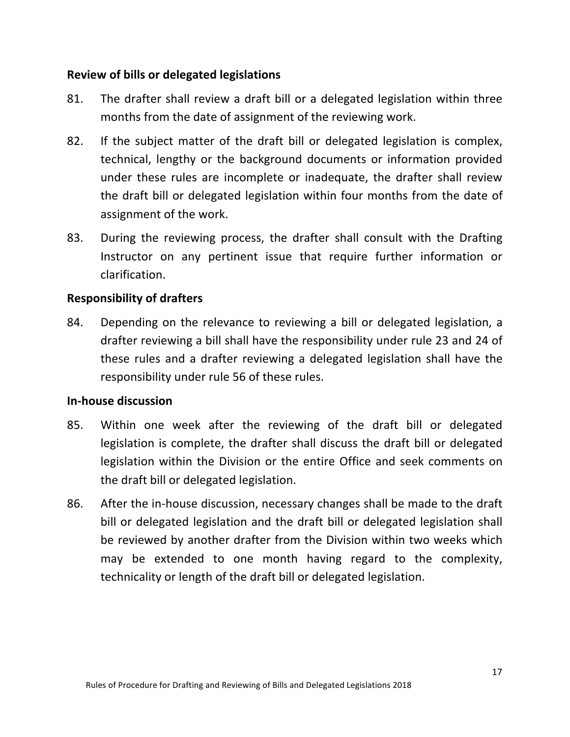**Review of bills or delegated legislations**

81. The drafter shall review a draft bill or a delegated legislation within three months from the date of assignment of the reviewing work.

82. If the subject matter of the draft bill or delegated legislation is complex, technical, lengthy or the background documents or information provided under these rules are incomplete or inadequate, the drafter shall review the draft bill or delegated legislation within four months from the date of assignment of the work.

83. During the reviewing process, the drafter shall consult with the Drafting Instructor on any pertinent issue that require further information or clarification.

**Responsibility of drafters**

84. Depending on the relevance to reviewing a bill or delegated legislation, a drafter reviewing a bill shall have the responsibility under rule 23 and 24 of these rules and a drafter reviewing a delegated legislation shall have the responsibility under rule 56 of these rules.

**In-house discussion**

85. Within one week after the reviewing of the draft bill or delegated legislation is complete, the drafter shall discuss the draft bill or delegated legislation within the Division or the entire Office and seek comments on the draft bill or delegated legislation.

86. After the in-house discussion, necessary changes shall be made to the draft bill or delegated legislation and the draft bill or delegated legislation shall be reviewed by another drafter from the Division within two weeks which may be extended to one month having regard to the complexity, technicality or length of the draft bill or delegated legislation.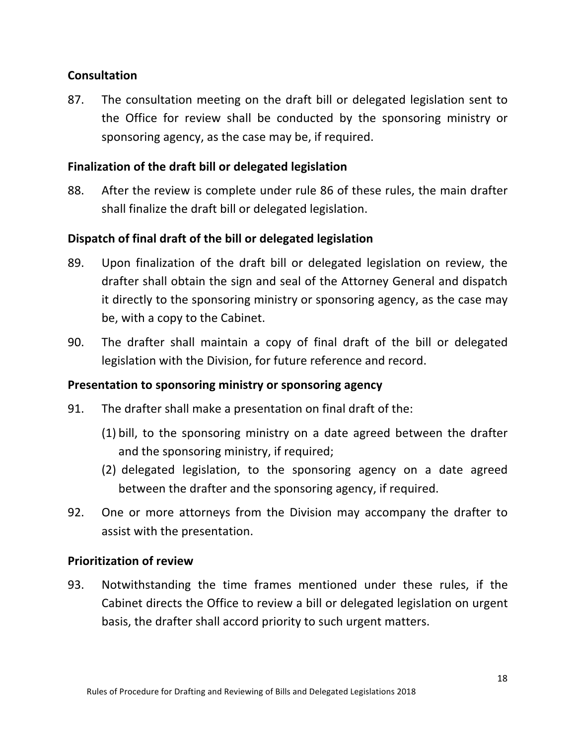**Consultation**

87. The consultation meeting on the draft bill or delegated legislation sent to the Office for review shall be conducted by the sponsoring ministry or sponsoring agency, as the case may be, if required.

**Finalization of the draft bill or delegated legislation**

88. After the review is complete under rule 86 of these rules, the main drafter shall finalize the draft bill or delegated legislation.

**Dispatch of final draft of the bill or delegated legislation**

89. Upon finalization of the draft bill or delegated legislation on review, the drafter shall obtain the sign and seal of the Attorney General and dispatch it directly to the sponsoring ministry or sponsoring agency, as the case may be, with a copy to the Cabinet.

90. The drafter shall maintain a copy of final draft of the bill or delegated legislation with the Division, for future reference and record.

**Presentation to sponsoring ministry or sponsoring agency**

91. The drafter shall make a presentation on final draft of the:

    (1) bill, to the sponsoring ministry on a date agreed between the drafter and the sponsoring ministry, if required;

    (2) delegated legislation, to the sponsoring agency on a date agreed between the drafter and the sponsoring agency, if required.

92. One or more attorneys from the Division may accompany the drafter to assist with the presentation.

**Prioritization of review**

93. Notwithstanding the time frames mentioned under these rules, if the Cabinet directs the Office to review a bill or delegated legislation on urgent basis, the drafter shall accord priority to such urgent matters.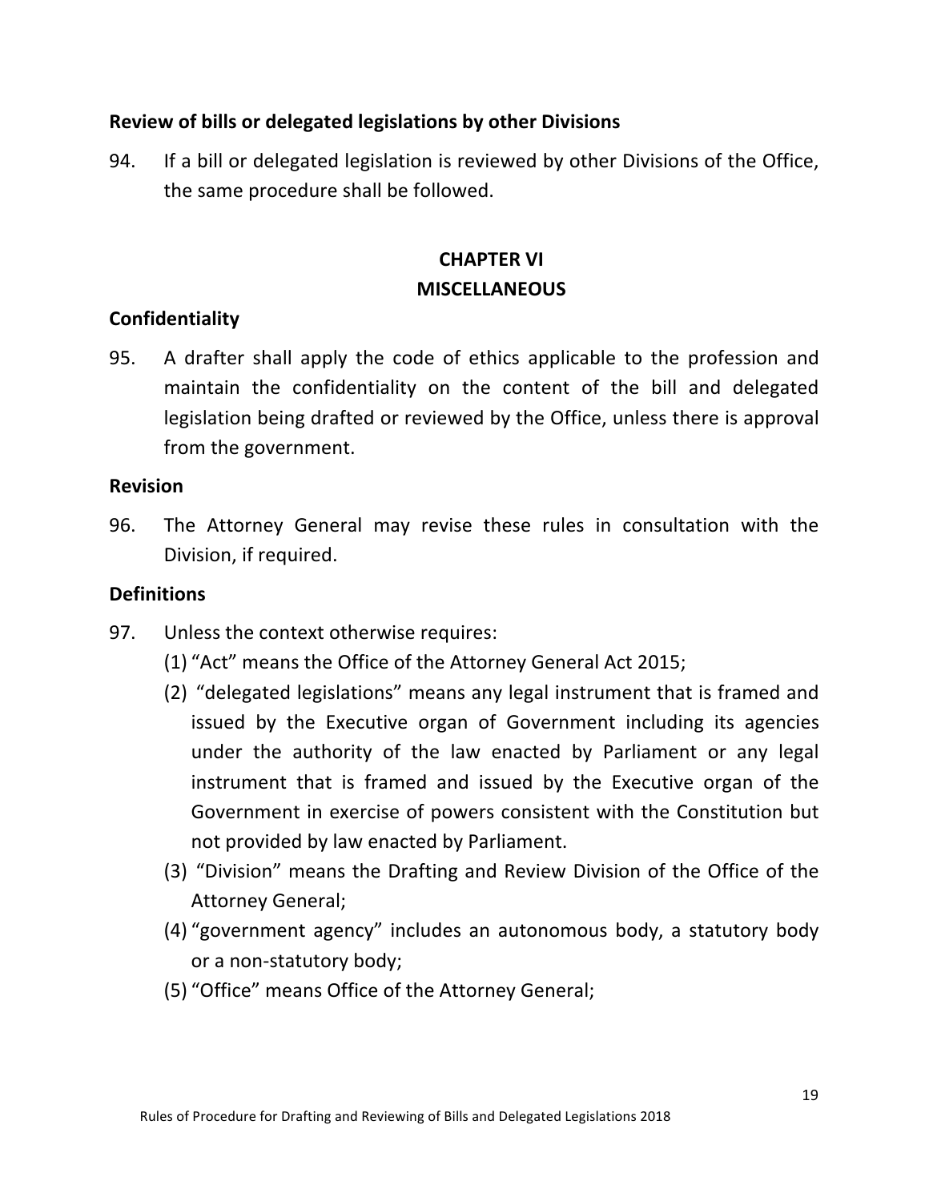**Review of bills or delegated legislations by other Divisions**

94. If a bill or delegated legislation is reviewed by other Divisions of the Office, the same procedure shall be followed.

## CHAPTER VI
## MISCELLANEOUS

**Confidentiality**

95. A drafter shall apply the code of ethics applicable to the profession and maintain the confidentiality on the content of the bill and delegated legislation being drafted or reviewed by the Office, unless there is approval from the government.

**Revision**

96. The Attorney General may revise these rules in consultation with the Division, if required.

**Definitions**

97. Unless the context otherwise requires:
    (1) "Act" means the Office of the Attorney General Act 2015;
    (2) "delegated legislations" means any legal instrument that is framed and issued by the Executive organ of Government including its agencies under the authority of the law enacted by Parliament or any legal instrument that is framed and issued by the Executive organ of the Government in exercise of powers consistent with the Constitution but not provided by law enacted by Parliament.
    (3) "Division" means the Drafting and Review Division of the Office of the Attorney General;
    (4) "government agency" includes an autonomous body, a statutory body or a non-statutory body;
    (5) "Office" means Office of the Attorney General;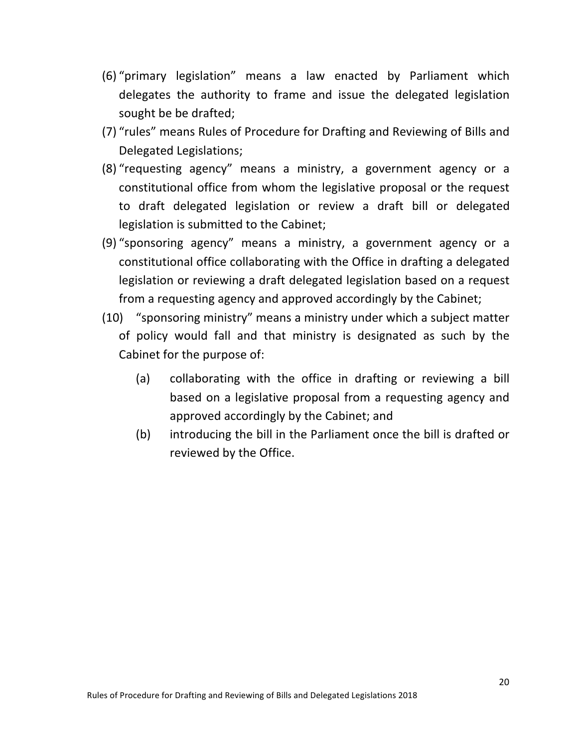(6) "primary legislation" means a law enacted by Parliament which delegates the authority to frame and issue the delegated legislation sought be be drafted;

(7) "rules" means Rules of Procedure for Drafting and Reviewing of Bills and Delegated Legislations;

(8) "requesting agency" means a ministry, a government agency or a constitutional office from whom the legislative proposal or the request to draft delegated legislation or review a draft bill or delegated legislation is submitted to the Cabinet;

(9) "sponsoring agency" means a ministry, a government agency or a constitutional office collaborating with the Office in drafting a delegated legislation or reviewing a draft delegated legislation based on a request from a requesting agency and approved accordingly by the Cabinet;

(10) "sponsoring ministry" means a ministry under which a subject matter of policy would fall and that ministry is designated as such by the Cabinet for the purpose of:

   (a) collaborating with the office in drafting or reviewing a bill based on a legislative proposal from a requesting agency and approved accordingly by the Cabinet; and

   (b) introducing the bill in the Parliament once the bill is drafted or reviewed by the Office.